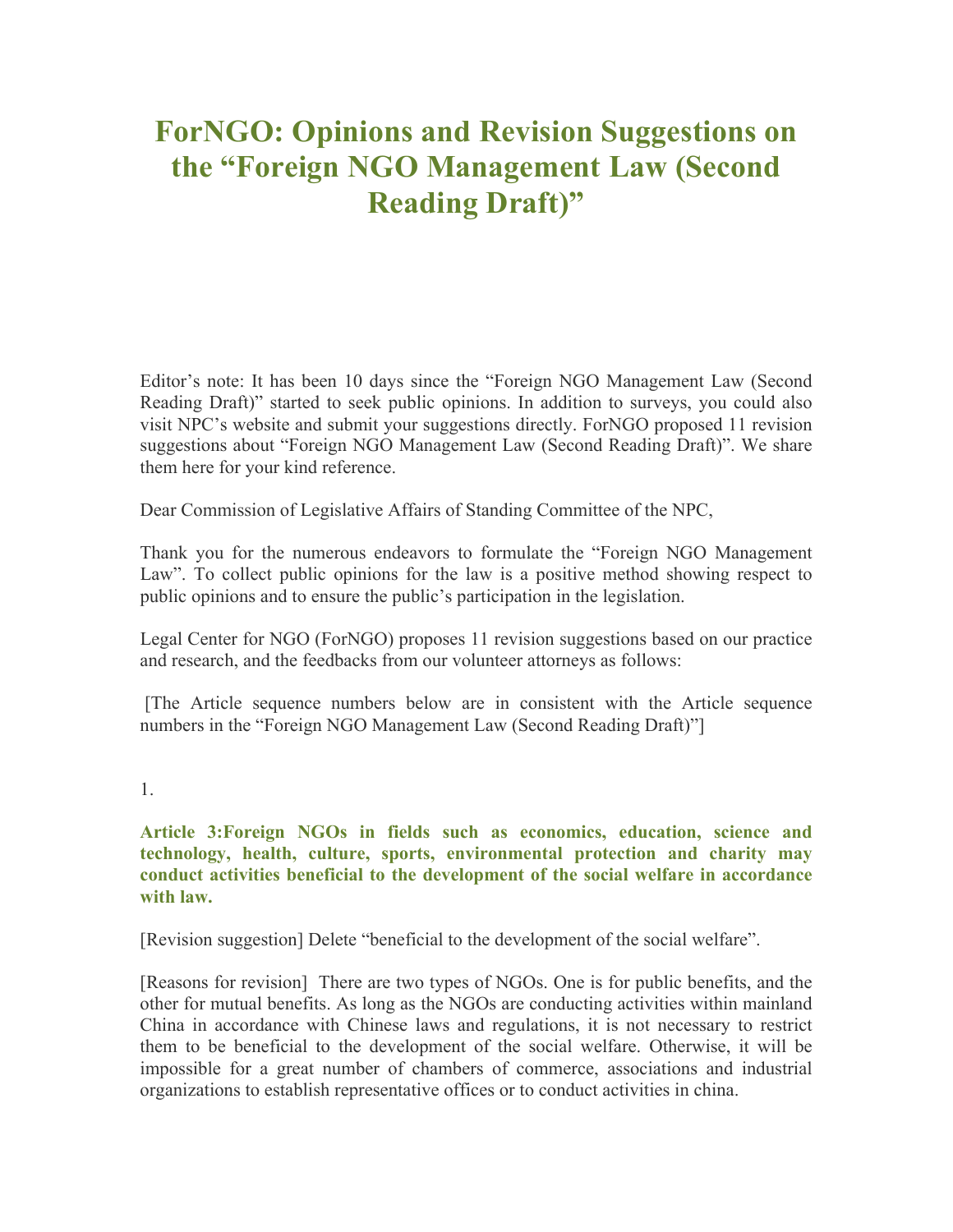# ForNGO: Opinions and Revision Suggestions on the "Foreign NGO Management Law (Second Reading Draft)"

Editor's note: It has been 10 days since the "Foreign NGO Management Law (Second Reading Draft)" started to seek public opinions. In addition to surveys, you could also visit NPC's website and submit your suggestions directly. ForNGO proposed 11 revision suggestions about "Foreign NGO Management Law (Second Reading Draft)". We share them here for your kind reference.

Dear Commission of Legislative Affairs of Standing Committee of the NPC,

Thank you for the numerous endeavors to formulate the "Foreign NGO Management Law". To collect public opinions for the law is a positive method showing respect to public opinions and to ensure the public's participation in the legislation.

Legal Center for NGO (ForNGO) proposes 11 revision suggestions based on our practice and research, and the feedbacks from our volunteer attorneys as follows:

[The Article sequence numbers below are in consistent with the Article sequence numbers in the "Foreign NGO Management Law (Second Reading Draft)"]

1.

**Article 3:Foreign NGOs in fields such as economics, education, science and technology, health, culture, sports, environmental protection and charity may conduct activities beneficial to the development of the social welfare in accordance with law.**

[Revision suggestion] Delete "beneficial to the development of the social welfare".

[Reasons for revision] There are two types of NGOs. One is for public benefits, and the other for mutual benefits. As long as the NGOs are conducting activities within mainland China in accordance with Chinese laws and regulations, it is not necessary to restrict them to be beneficial to the development of the social welfare. Otherwise, it will be impossible for a great number of chambers of commerce, associations and industrial organizations to establish representative offices or to conduct activities in china.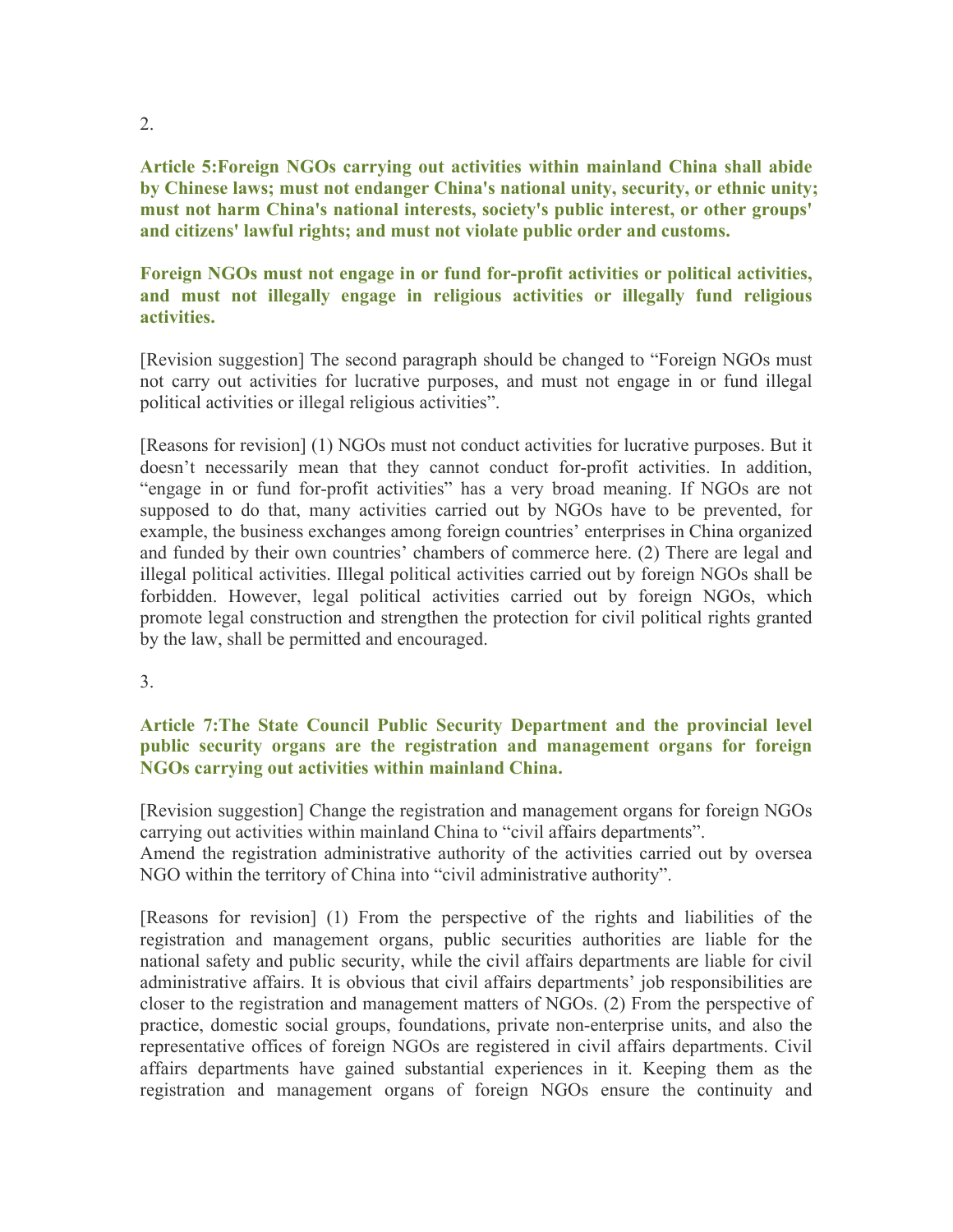2.

**Article 5:Foreign NGOs carrying out activities within mainland China shall abide by Chinese laws; must not endanger China's national unity, security, or ethnic unity; must not harm China's national interests, society's public interest, or other groups' and citizens' lawful rights; and must not violate public order and customs.**

**Foreign NGOs must not engage in or fund for-profit activities or political activities, and must not illegally engage in religious activities or illegally fund religious activities.**

[Revision suggestion] The second paragraph should be changed to "Foreign NGOs must not carry out activities for lucrative purposes, and must not engage in or fund illegal political activities or illegal religious activities".

[Reasons for revision] (1) NGOs must not conduct activities for lucrative purposes. But it doesn't necessarily mean that they cannot conduct for-profit activities. In addition, "engage in or fund for-profit activities" has a very broad meaning. If NGOs are not supposed to do that, many activities carried out by NGOs have to be prevented, for example, the business exchanges among foreign countries' enterprises in China organized and funded by their own countries' chambers of commerce here. (2) There are legal and illegal political activities. Illegal political activities carried out by foreign NGOs shall be forbidden. However, legal political activities carried out by foreign NGOs, which promote legal construction and strengthen the protection for civil political rights granted by the law, shall be permitted and encouraged.

3.

**Article 7:The State Council Public Security Department and the provincial level public security organs are the registration and management organs for foreign NGOs carrying out activities within mainland China.**

[Revision suggestion] Change the registration and management organs for foreign NGOs carrying out activities within mainland China to "civil affairs departments".
Amend the registration administrative authority of the activities carried out by oversea NGO within the territory of China into "civil administrative authority".

[Reasons for revision] (1) From the perspective of the rights and liabilities of the registration and management organs, public securities authorities are liable for the national safety and public security, while the civil affairs departments are liable for civil administrative affairs. It is obvious that civil affairs departments' job responsibilities are closer to the registration and management matters of NGOs. (2) From the perspective of practice, domestic social groups, foundations, private non-enterprise units, and also the representative offices of foreign NGOs are registered in civil affairs departments. Civil affairs departments have gained substantial experiences in it. Keeping them as the registration and management organs of foreign NGOs ensure the continuity and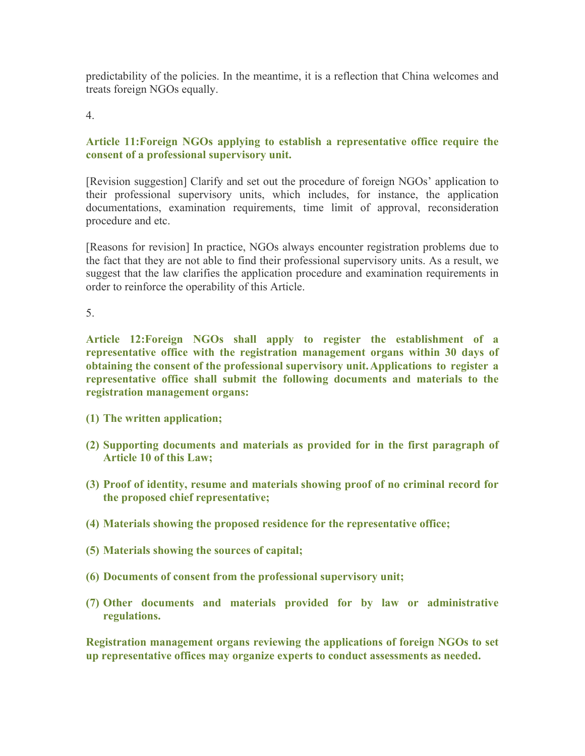predictability of the policies. In the meantime, it is a reflection that China welcomes and treats foreign NGOs equally.

4.

**Article 11:Foreign NGOs applying to establish a representative office require the consent of a professional supervisory unit.**

[Revision suggestion] Clarify and set out the procedure of foreign NGOs' application to their professional supervisory units, which includes, for instance, the application documentations, examination requirements, time limit of approval, reconsideration procedure and etc.

[Reasons for revision] In practice, NGOs always encounter registration problems due to the fact that they are not able to find their professional supervisory units. As a result, we suggest that the law clarifies the application procedure and examination requirements in order to reinforce the operability of this Article.

5.

**Article 12:Foreign NGOs shall apply to register the establishment of a representative office with the registration management organs within 30 days of obtaining the consent of the professional supervisory unit. Applications to register a representative office shall submit the following documents and materials to the registration management organs:**

**(1) The written application;**

**(2) Supporting documents and materials as provided for in the first paragraph of Article 10 of this Law;**

**(3) Proof of identity, resume and materials showing proof of no criminal record for the proposed chief representative;**

**(4) Materials showing the proposed residence for the representative office;**

**(5) Materials showing the sources of capital;**

**(6) Documents of consent from the professional supervisory unit;**

**(7) Other documents and materials provided for by law or administrative regulations.**

**Registration management organs reviewing the applications of foreign NGOs to set up representative offices may organize experts to conduct assessments as needed.**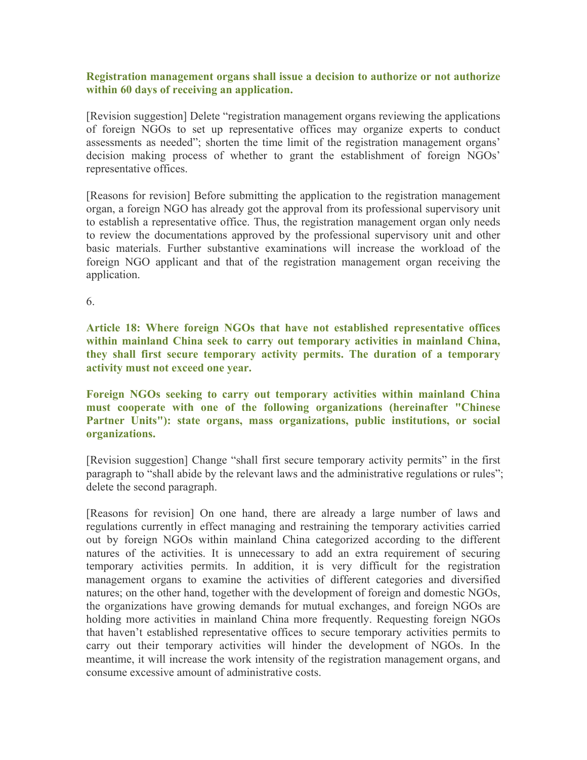**Registration management organs shall issue a decision to authorize or not authorize within 60 days of receiving an application.**

[Revision suggestion] Delete "registration management organs reviewing the applications of foreign NGOs to set up representative offices may organize experts to conduct assessments as needed"; shorten the time limit of the registration management organs' decision making process of whether to grant the establishment of foreign NGOs' representative offices.

[Reasons for revision] Before submitting the application to the registration management organ, a foreign NGO has already got the approval from its professional supervisory unit to establish a representative office. Thus, the registration management organ only needs to review the documentations approved by the professional supervisory unit and other basic materials. Further substantive examinations will increase the workload of the foreign NGO applicant and that of the registration management organ receiving the application.

6.

**Article 18: Where foreign NGOs that have not established representative offices within mainland China seek to carry out temporary activities in mainland China, they shall first secure temporary activity permits. The duration of a temporary activity must not exceed one year.**

**Foreign NGOs seeking to carry out temporary activities within mainland China must cooperate with one of the following organizations (hereinafter "Chinese Partner Units"): state organs, mass organizations, public institutions, or social organizations.**

[Revision suggestion] Change "shall first secure temporary activity permits" in the first paragraph to "shall abide by the relevant laws and the administrative regulations or rules"; delete the second paragraph.

[Reasons for revision] On one hand, there are already a large number of laws and regulations currently in effect managing and restraining the temporary activities carried out by foreign NGOs within mainland China categorized according to the different natures of the activities. It is unnecessary to add an extra requirement of securing temporary activities permits. In addition, it is very difficult for the registration management organs to examine the activities of different categories and diversified natures; on the other hand, together with the development of foreign and domestic NGOs, the organizations have growing demands for mutual exchanges, and foreign NGOs are holding more activities in mainland China more frequently. Requesting foreign NGOs that haven't established representative offices to secure temporary activities permits to carry out their temporary activities will hinder the development of NGOs. In the meantime, it will increase the work intensity of the registration management organs, and consume excessive amount of administrative costs.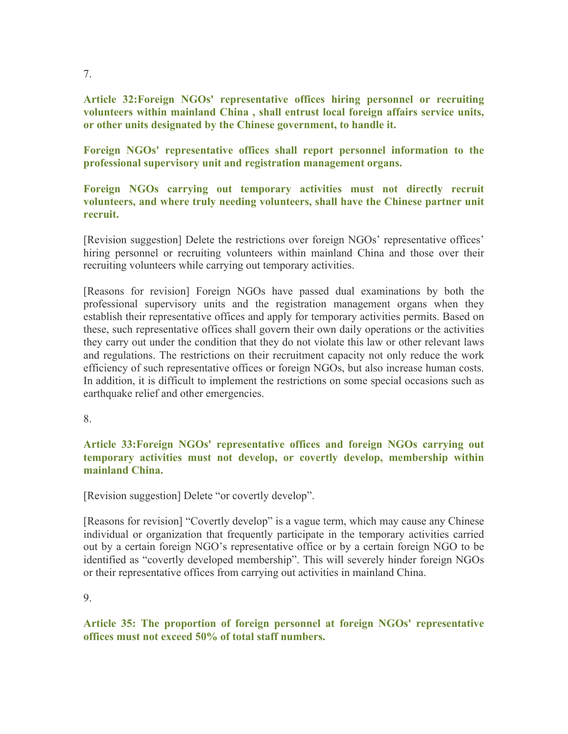7.

**Article 32:Foreign NGOs' representative offices hiring personnel or recruiting volunteers within mainland China , shall entrust local foreign affairs service units, or other units designated by the Chinese government, to handle it.**

**Foreign NGOs' representative offices shall report personnel information to the professional supervisory unit and registration management organs.**

**Foreign NGOs carrying out temporary activities must not directly recruit volunteers, and where truly needing volunteers, shall have the Chinese partner unit recruit.**

[Revision suggestion] Delete the restrictions over foreign NGOs' representative offices' hiring personnel or recruiting volunteers within mainland China and those over their recruiting volunteers while carrying out temporary activities.

[Reasons for revision] Foreign NGOs have passed dual examinations by both the professional supervisory units and the registration management organs when they establish their representative offices and apply for temporary activities permits. Based on these, such representative offices shall govern their own daily operations or the activities they carry out under the condition that they do not violate this law or other relevant laws and regulations. The restrictions on their recruitment capacity not only reduce the work efficiency of such representative offices or foreign NGOs, but also increase human costs. In addition, it is difficult to implement the restrictions on some special occasions such as earthquake relief and other emergencies.

8.

**Article 33:Foreign NGOs' representative offices and foreign NGOs carrying out temporary activities must not develop, or covertly develop, membership within mainland China.**

[Revision suggestion] Delete "or covertly develop".

[Reasons for revision] "Covertly develop" is a vague term, which may cause any Chinese individual or organization that frequently participate in the temporary activities carried out by a certain foreign NGO's representative office or by a certain foreign NGO to be identified as "covertly developed membership". This will severely hinder foreign NGOs or their representative offices from carrying out activities in mainland China.

9.

**Article 35: The proportion of foreign personnel at foreign NGOs' representative offices must not exceed 50% of total staff numbers.**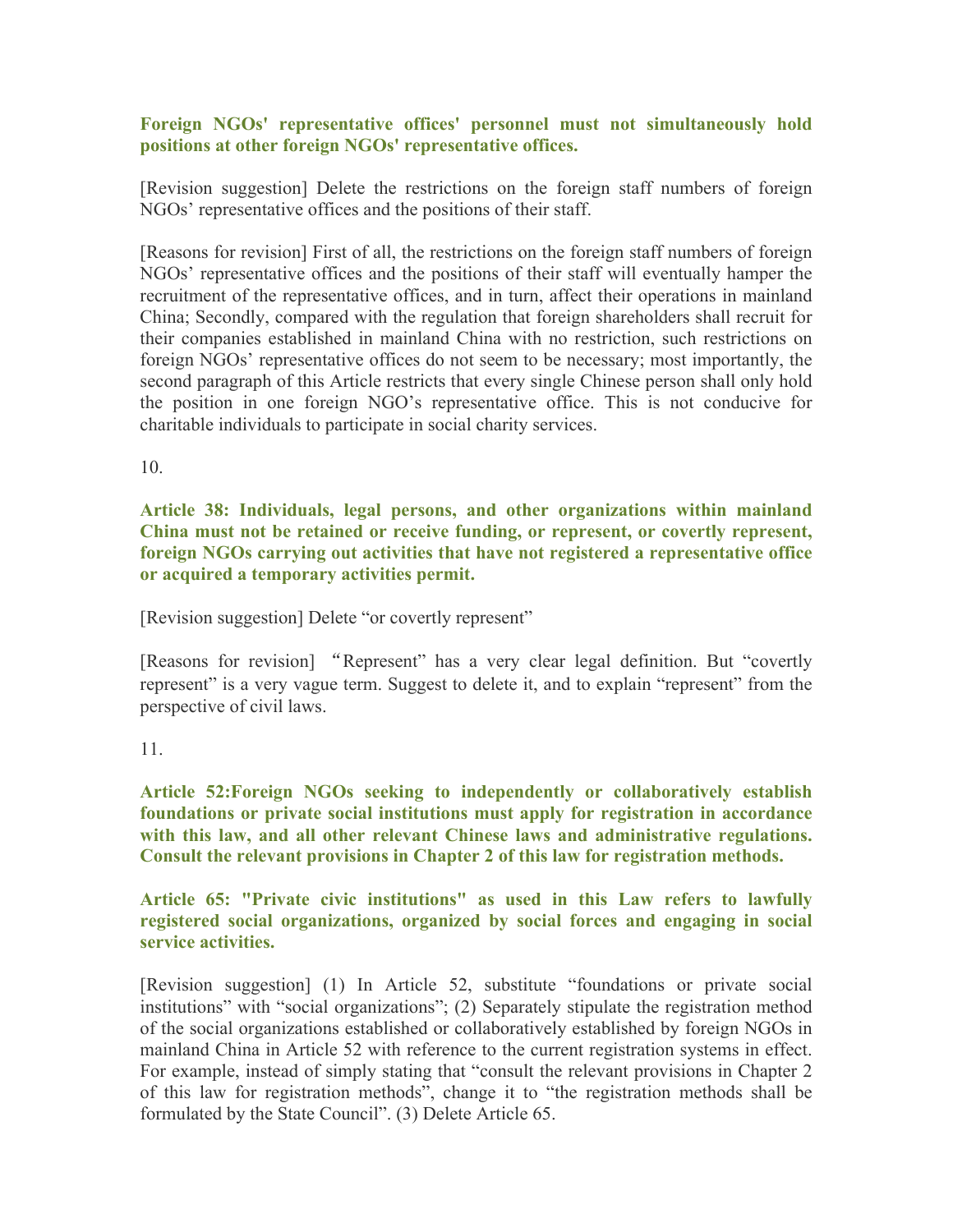**Foreign NGOs' representative offices' personnel must not simultaneously hold positions at other foreign NGOs' representative offices.**

[Revision suggestion] Delete the restrictions on the foreign staff numbers of foreign NGOs' representative offices and the positions of their staff.

[Reasons for revision] First of all, the restrictions on the foreign staff numbers of foreign NGOs' representative offices and the positions of their staff will eventually hamper the recruitment of the representative offices, and in turn, affect their operations in mainland China; Secondly, compared with the regulation that foreign shareholders shall recruit for their companies established in mainland China with no restriction, such restrictions on foreign NGOs' representative offices do not seem to be necessary; most importantly, the second paragraph of this Article restricts that every single Chinese person shall only hold the position in one foreign NGO's representative office. This is not conducive for charitable individuals to participate in social charity services.

10.

**Article 38: Individuals, legal persons, and other organizations within mainland China must not be retained or receive funding, or represent, or covertly represent, foreign NGOs carrying out activities that have not registered a representative office or acquired a temporary activities permit.**

[Revision suggestion] Delete "or covertly represent"

[Reasons for revision] "Represent" has a very clear legal definition. But "covertly represent" is a very vague term. Suggest to delete it, and to explain "represent" from the perspective of civil laws.

11.

**Article 52:Foreign NGOs seeking to independently or collaboratively establish foundations or private social institutions must apply for registration in accordance with this law, and all other relevant Chinese laws and administrative regulations. Consult the relevant provisions in Chapter 2 of this law for registration methods.**

**Article 65: "Private civic institutions" as used in this Law refers to lawfully registered social organizations, organized by social forces and engaging in social service activities.**

[Revision suggestion] (1) In Article 52, substitute "foundations or private social institutions" with "social organizations"; (2) Separately stipulate the registration method of the social organizations established or collaboratively established by foreign NGOs in mainland China in Article 52 with reference to the current registration systems in effect. For example, instead of simply stating that "consult the relevant provisions in Chapter 2 of this law for registration methods", change it to "the registration methods shall be formulated by the State Council". (3) Delete Article 65.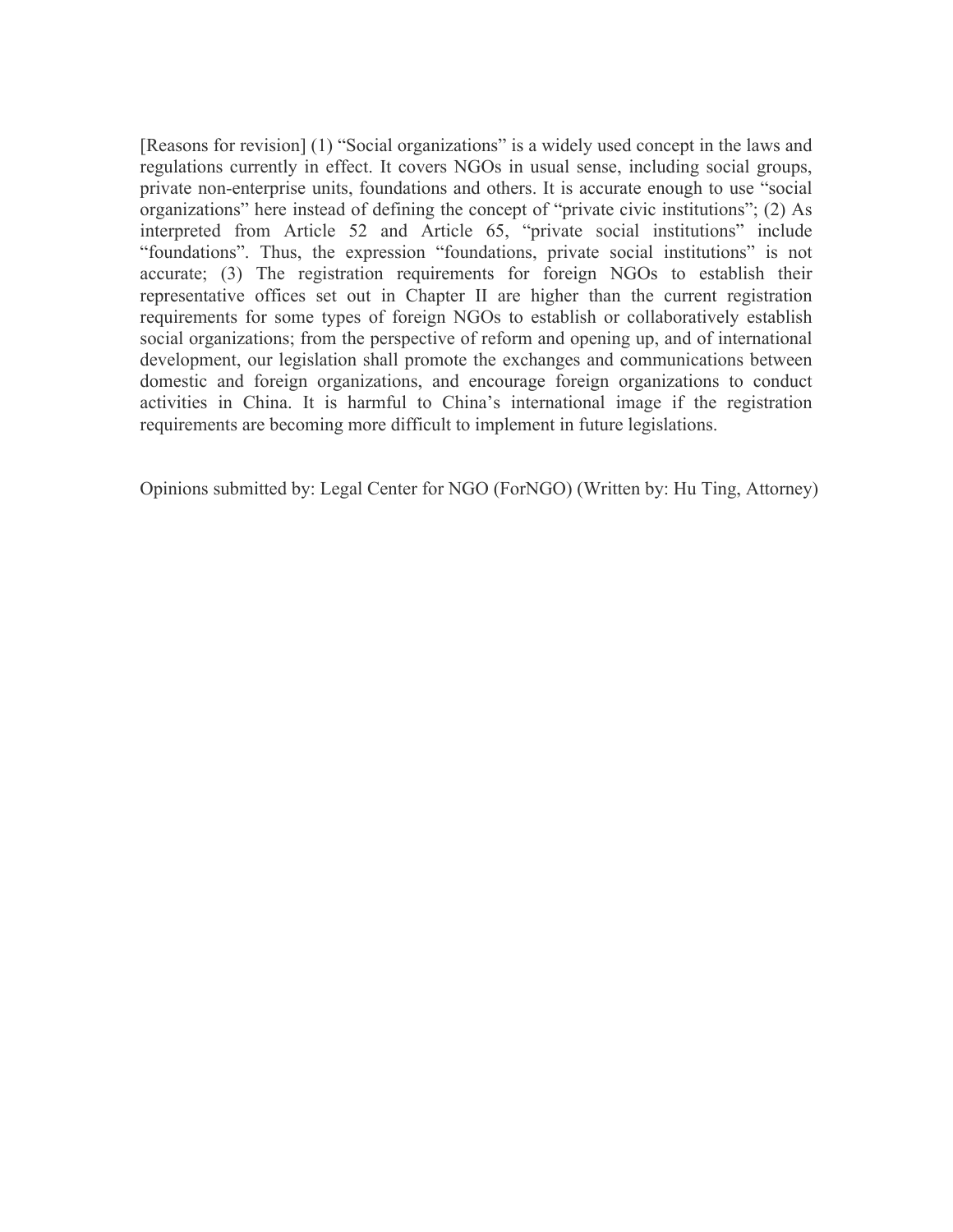[Reasons for revision] (1) “Social organizations” is a widely used concept in the laws and regulations currently in effect. It covers NGOs in usual sense, including social groups, private non-enterprise units, foundations and others. It is accurate enough to use “social organizations” here instead of defining the concept of “private civic institutions”; (2) As interpreted from Article 52 and Article 65, “private social institutions” include “foundations”. Thus, the expression “foundations, private social institutions” is not accurate; (3) The registration requirements for foreign NGOs to establish their representative offices set out in Chapter II are higher than the current registration requirements for some types of foreign NGOs to establish or collaboratively establish social organizations; from the perspective of reform and opening up, and of international development, our legislation shall promote the exchanges and communications between domestic and foreign organizations, and encourage foreign organizations to conduct activities in China. It is harmful to China’s international image if the registration requirements are becoming more difficult to implement in future legislations.

Opinions submitted by: Legal Center for NGO (ForNGO) (Written by: Hu Ting, Attorney)